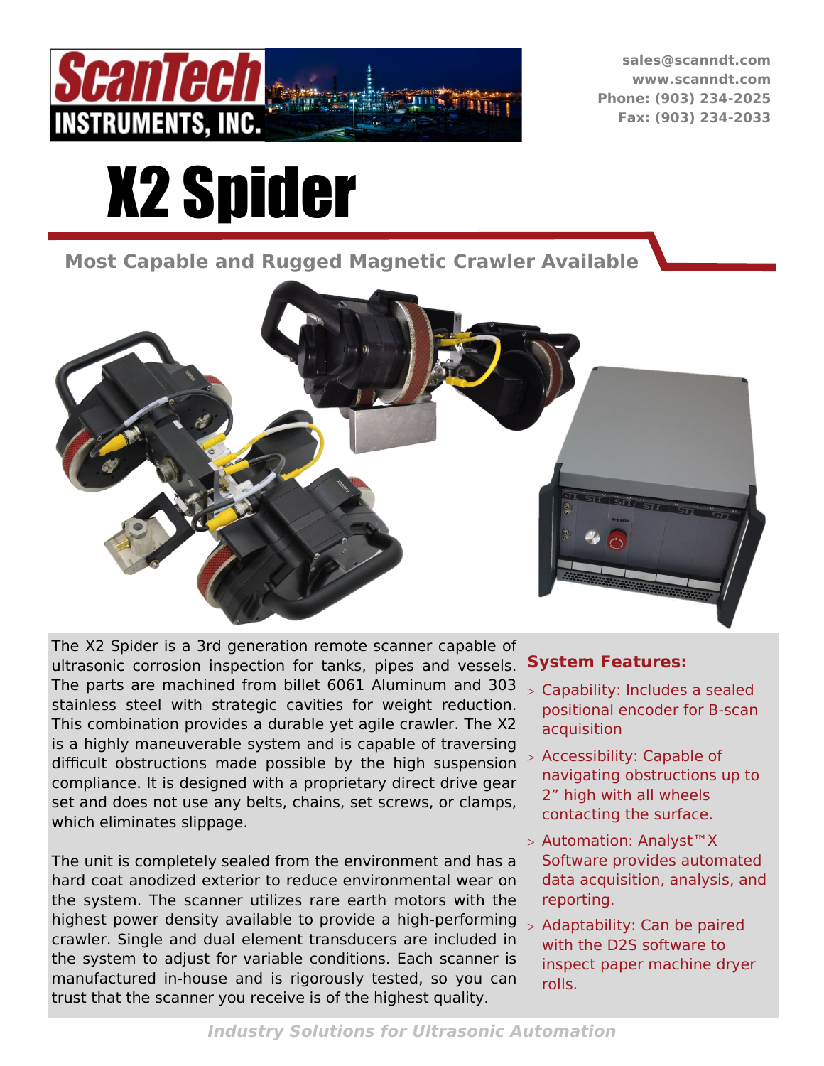sales@scanndt.com
www.scanndt.com
Phone: (903) 234-2025
Fax: (903) 234-2033

# X2 Spider

## Most Capable and Rugged Magnetic Crawler Available

The X2 Spider is a 3rd generation remote scanner capable of ultrasonic corrosion inspection for tanks, pipes and vessels. The parts are machined from billet 6061 Aluminum and 303 stainless steel with strategic cavities for weight reduction. This combination provides a durable yet agile crawler. The X2 is a highly maneuverable system and is capable of traversing difficult obstructions made possible by the high suspension compliance. It is designed with a proprietary direct drive gear set and does not use any belts, chains, set screws, or clamps, which eliminates slippage.

The unit is completely sealed from the environment and has a hard coat anodized exterior to reduce environmental wear on the system. The scanner utilizes rare earth motors with the highest power density available to provide a high-performing crawler. Single and dual element transducers are included in the system to adjust for variable conditions. Each scanner is manufactured in-house and is rigorously tested, so you can trust that the scanner you receive is of the highest quality.

### System Features:

- Capability: Includes a sealed positional encoder for B-scan acquisition
- Accessibility: Capable of navigating obstructions up to 2” high with all wheels contacting the surface.
- Automation: Analyst™X Software provides automated data acquisition, analysis, and reporting.
- Adaptability: Can be paired with the D2S software to inspect paper machine dryer rolls.

*Industry Solutions for Ultrasonic Automation*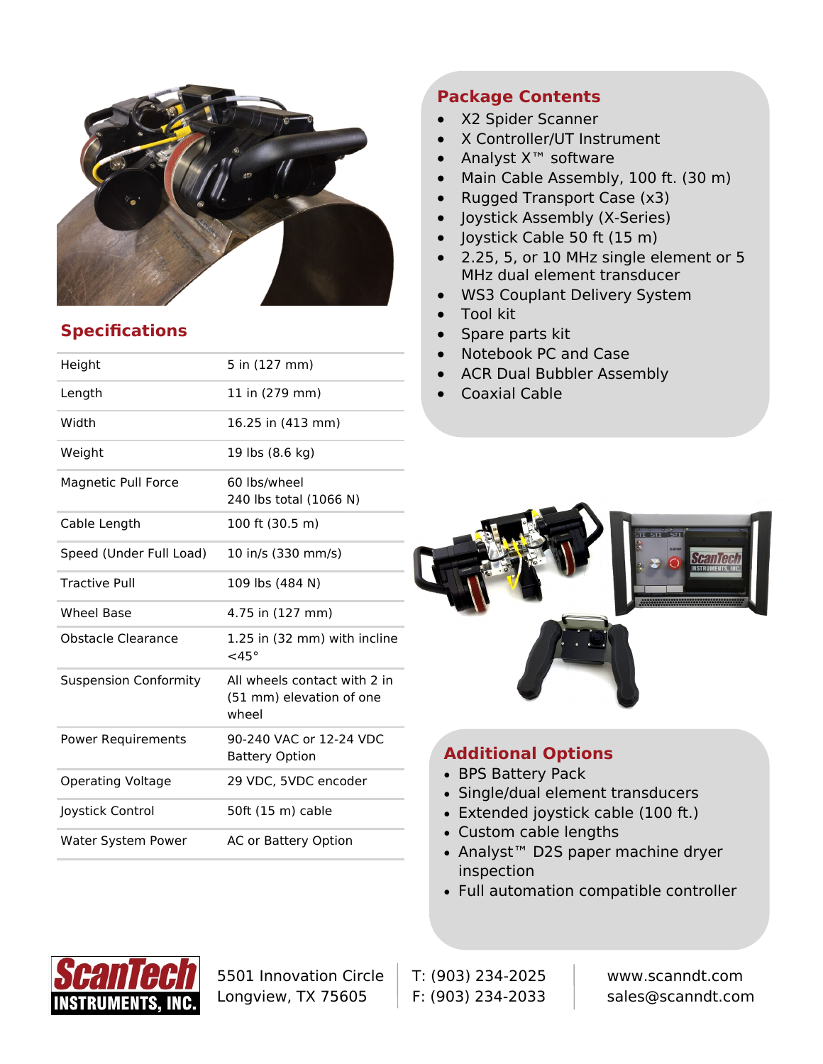## Specifications

| | |
|---|---|
| Height | 5 in (127 mm) |
| Length | 11 in (279 mm) |
| Width | 16.25 in (413 mm) |
| Weight | 19 lbs (8.6 kg) |
| Magnetic Pull Force | 60 lbs/wheel 240 lbs total (1066 N) |
| Cable Length | 100 ft (30.5 m) |
| Speed (Under Full Load) | 10 in/s (330 mm/s) |
| Tractive Pull | 109 lbs (484 N) |
| Wheel Base | 4.75 in (127 mm) |
| Obstacle Clearance | 1.25 in (32 mm) with incline <45° |
| Suspension Conformity | All wheels contact with 2 in (51 mm) elevation of one wheel |
| Power Requirements | 90-240 VAC or 12-24 VDC Battery Option |
| Operating Voltage | 29 VDC, 5VDC encoder |
| Joystick Control | 50ft (15 m) cable |
| Water System Power | AC or Battery Option |

## Package Contents

- X2 Spider Scanner
- X Controller/UT Instrument
- Analyst X™ software
- Main Cable Assembly, 100 ft. (30 m)
- Rugged Transport Case (x3)
- Joystick Assembly (X-Series)
- Joystick Cable 50 ft (15 m)
- 2.25, 5, or 10 MHz single element or 5 MHz dual element transducer
- WS3 Couplant Delivery System
- Tool kit
- Spare parts kit
- Notebook PC and Case
- ACR Dual Bubbler Assembly
- Coaxial Cable

## Additional Options

- BPS Battery Pack
- Single/dual element transducers
- Extended joystick cable (100 ft.)
- Custom cable lengths
- Analyst™ D2S paper machine dryer inspection
- Full automation compatible controller

ScanTech INSTRUMENTS, INC.

5501 Innovation Circle
Longview, TX 75605

T: (903) 234-2025
F: (903) 234-2033

www.scanndt.com
sales@scanndt.com